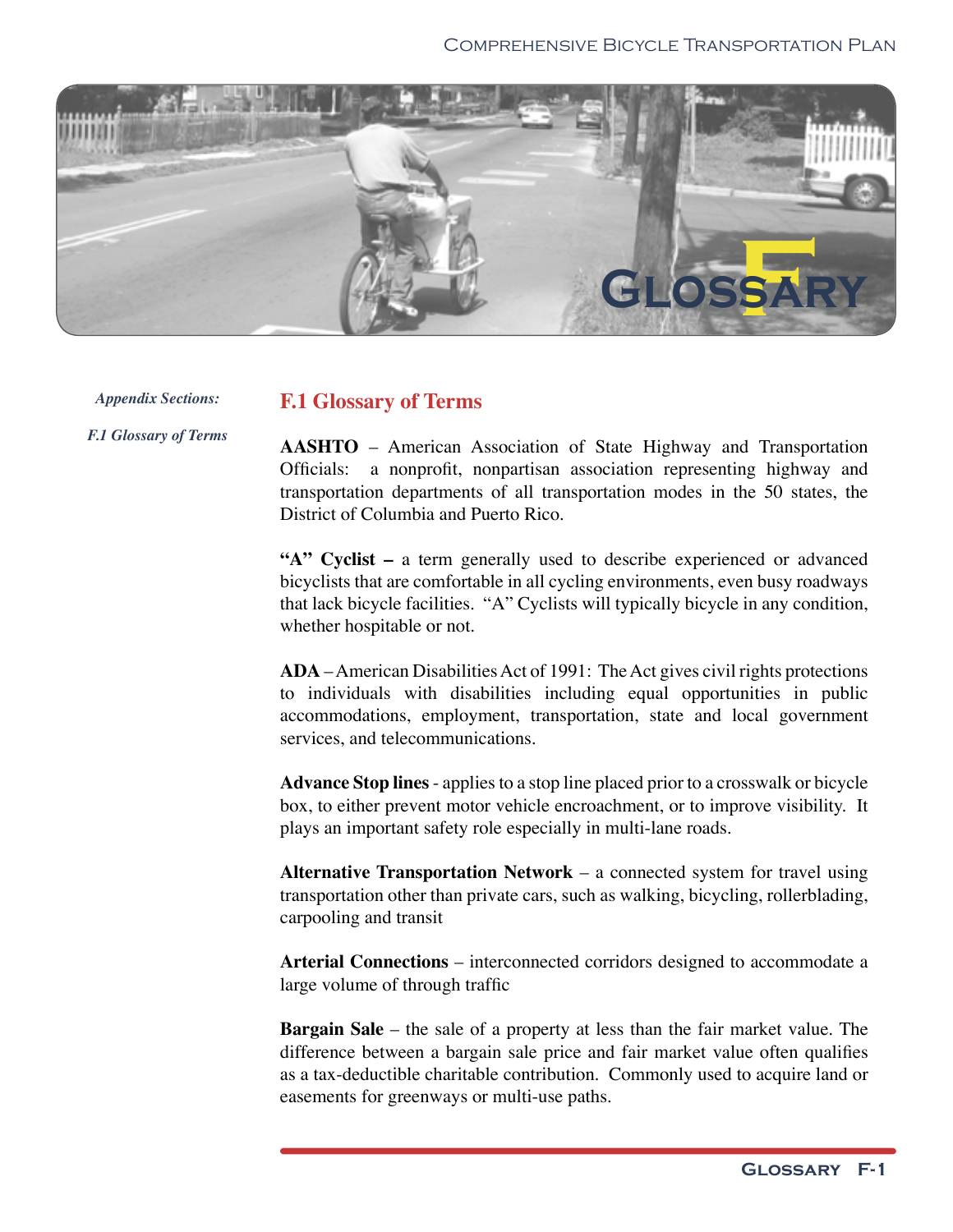# Glossary F

*Appendix Sections:*

*F.1 Glossary of Terms*

## F.1 Glossary of Terms

**AASHTO** – American Association of State Highway and Transportation Officials: a nonprofit, nonpartisan association representing highway and transportation departments of all transportation modes in the 50 states, the District of Columbia and Puerto Rico.

**"A" Cyclist –** a term generally used to describe experienced or advanced bicyclists that are comfortable in all cycling environments, even busy roadways that lack bicycle facilities. "A" Cyclists will typically bicycle in any condition, whether hospitable or not.

**ADA** – American Disabilities Act of 1991: The Act gives civil rights protections to individuals with disabilities including equal opportunities in public accommodations, employment, transportation, state and local government services, and telecommunications.

**Advance Stop lines** - applies to a stop line placed prior to a crosswalk or bicycle box, to either prevent motor vehicle encroachment, or to improve visibility. It plays an important safety role especially in multi-lane roads.

**Alternative Transportation Network** – a connected system for travel using transportation other than private cars, such as walking, bicycling, rollerblading, carpooling and transit

**Arterial Connections** – interconnected corridors designed to accommodate a large volume of through traffic

**Bargain Sale** – the sale of a property at less than the fair market value. The difference between a bargain sale price and fair market value often qualifies as a tax-deductible charitable contribution. Commonly used to acquire land or easements for greenways or multi-use paths.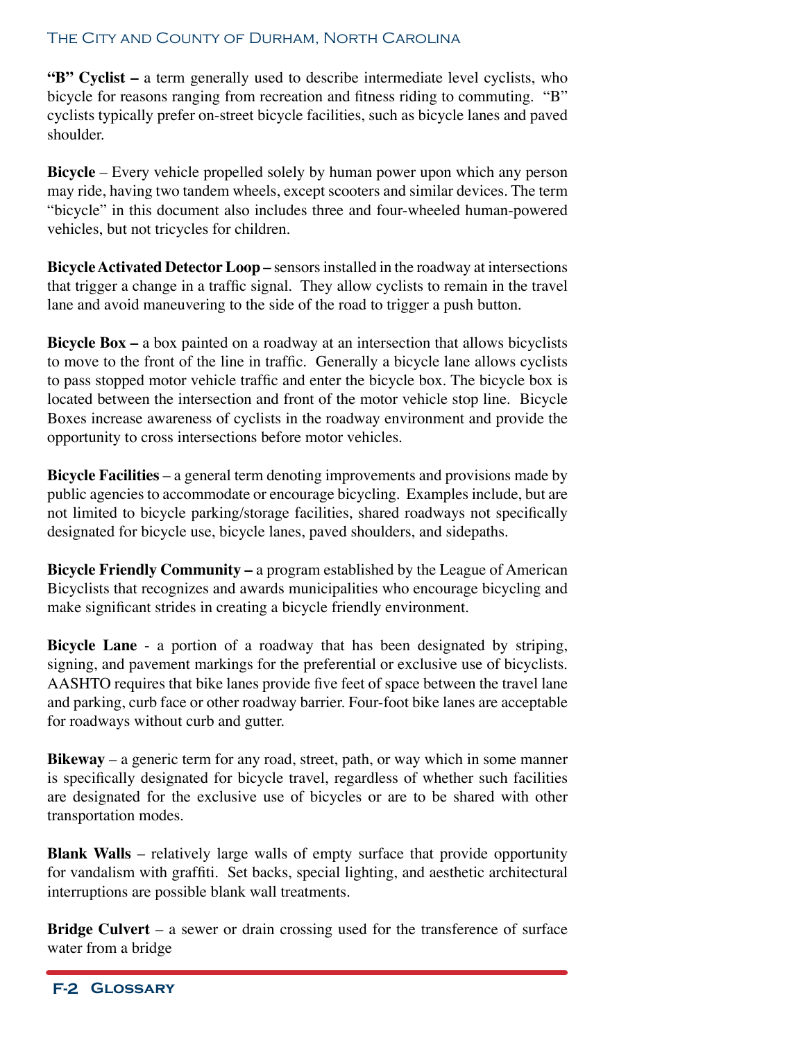**"B" Cyclist –** a term generally used to describe intermediate level cyclists, who bicycle for reasons ranging from recreation and fitness riding to commuting. "B" cyclists typically prefer on-street bicycle facilities, such as bicycle lanes and paved shoulder.

**Bicycle** – Every vehicle propelled solely by human power upon which any person may ride, having two tandem wheels, except scooters and similar devices. The term "bicycle" in this document also includes three and four-wheeled human-powered vehicles, but not tricycles for children.

**Bicycle Activated Detector Loop –** sensors installed in the roadway at intersections that trigger a change in a traffic signal. They allow cyclists to remain in the travel lane and avoid maneuvering to the side of the road to trigger a push button.

**Bicycle Box –** a box painted on a roadway at an intersection that allows bicyclists to move to the front of the line in traffic. Generally a bicycle lane allows cyclists to pass stopped motor vehicle traffic and enter the bicycle box. The bicycle box is located between the intersection and front of the motor vehicle stop line. Bicycle Boxes increase awareness of cyclists in the roadway environment and provide the opportunity to cross intersections before motor vehicles.

**Bicycle Facilities** – a general term denoting improvements and provisions made by public agencies to accommodate or encourage bicycling. Examples include, but are not limited to bicycle parking/storage facilities, shared roadways not specifically designated for bicycle use, bicycle lanes, paved shoulders, and sidepaths.

**Bicycle Friendly Community –** a program established by the League of American Bicyclists that recognizes and awards municipalities who encourage bicycling and make significant strides in creating a bicycle friendly environment.

**Bicycle Lane** - a portion of a roadway that has been designated by striping, signing, and pavement markings for the preferential or exclusive use of bicyclists. AASHTO requires that bike lanes provide five feet of space between the travel lane and parking, curb face or other roadway barrier. Four-foot bike lanes are acceptable for roadways without curb and gutter.

**Bikeway** – a generic term for any road, street, path, or way which in some manner is specifically designated for bicycle travel, regardless of whether such facilities are designated for the exclusive use of bicycles or are to be shared with other transportation modes.

**Blank Walls** – relatively large walls of empty surface that provide opportunity for vandalism with graffiti. Set backs, special lighting, and aesthetic architectural interruptions are possible blank wall treatments.

**Bridge Culvert** – a sewer or drain crossing used for the transference of surface water from a bridge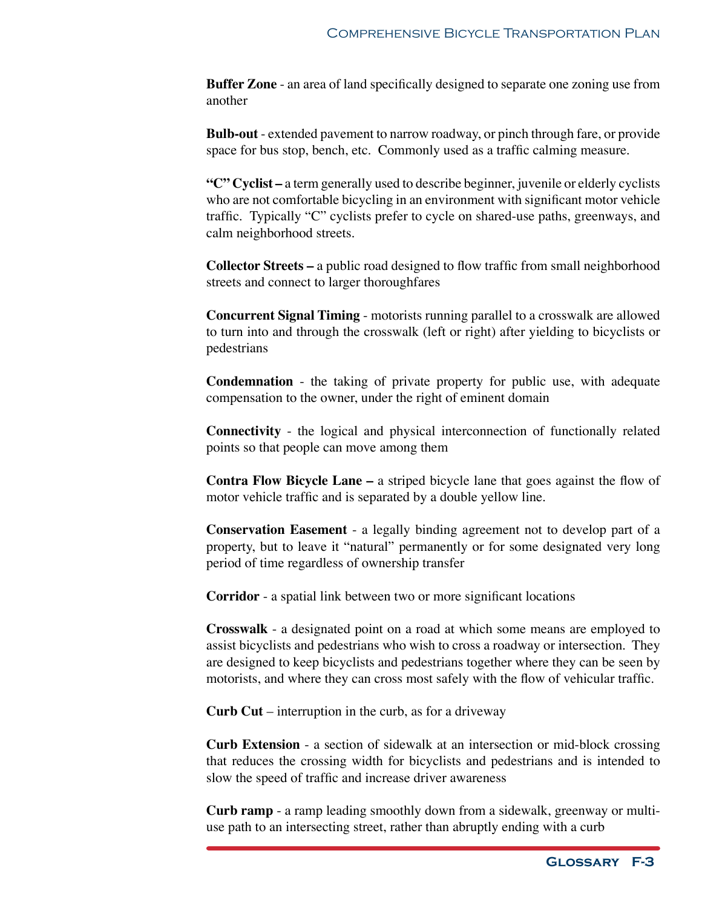**Buffer Zone** - an area of land specifically designed to separate one zoning use from another

**Bulb-out** - extended pavement to narrow roadway, or pinch through fare, or provide space for bus stop, bench, etc. Commonly used as a traffic calming measure.

**"C" Cyclist –** a term generally used to describe beginner, juvenile or elderly cyclists who are not comfortable bicycling in an environment with significant motor vehicle traffic. Typically "C" cyclists prefer to cycle on shared-use paths, greenways, and calm neighborhood streets.

**Collector Streets –** a public road designed to flow traffic from small neighborhood streets and connect to larger thoroughfares

**Concurrent Signal Timing** - motorists running parallel to a crosswalk are allowed to turn into and through the crosswalk (left or right) after yielding to bicyclists or pedestrians

**Condemnation** - the taking of private property for public use, with adequate compensation to the owner, under the right of eminent domain

**Connectivity** - the logical and physical interconnection of functionally related points so that people can move among them

**Contra Flow Bicycle Lane –** a striped bicycle lane that goes against the flow of motor vehicle traffic and is separated by a double yellow line.

**Conservation Easement** - a legally binding agreement not to develop part of a property, but to leave it "natural" permanently or for some designated very long period of time regardless of ownership transfer

**Corridor** - a spatial link between two or more significant locations

**Crosswalk** - a designated point on a road at which some means are employed to assist bicyclists and pedestrians who wish to cross a roadway or intersection. They are designed to keep bicyclists and pedestrians together where they can be seen by motorists, and where they can cross most safely with the flow of vehicular traffic.

**Curb Cut** – interruption in the curb, as for a driveway

**Curb Extension** - a section of sidewalk at an intersection or mid-block crossing that reduces the crossing width for bicyclists and pedestrians and is intended to slow the speed of traffic and increase driver awareness

**Curb ramp** - a ramp leading smoothly down from a sidewalk, greenway or multi-use path to an intersecting street, rather than abruptly ending with a curb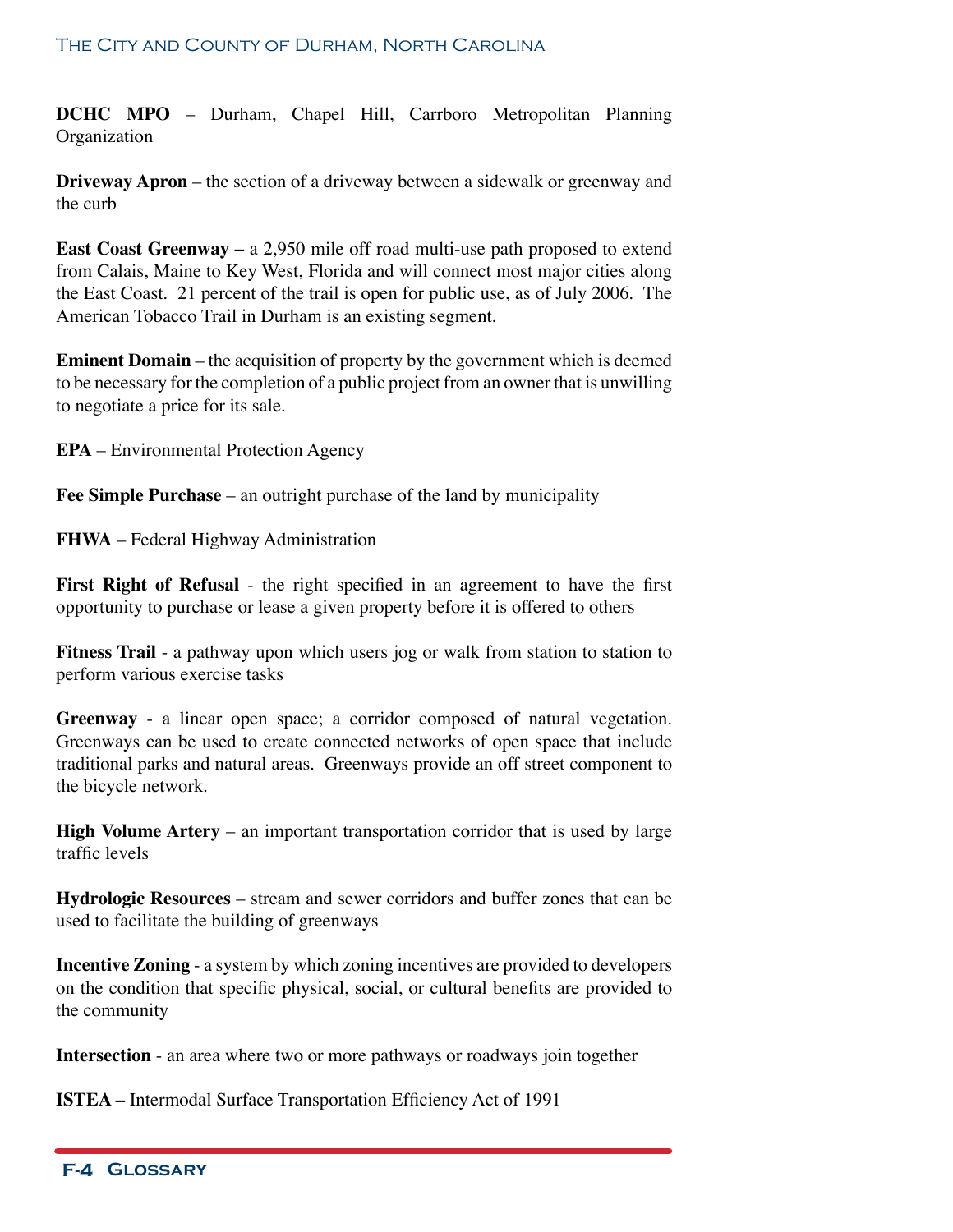**DCHC MPO** – Durham, Chapel Hill, Carrboro Metropolitan Planning Organization

**Driveway Apron** – the section of a driveway between a sidewalk or greenway and the curb

**East Coast Greenway –** a 2,950 mile off road multi-use path proposed to extend from Calais, Maine to Key West, Florida and will connect most major cities along the East Coast. 21 percent of the trail is open for public use, as of July 2006. The American Tobacco Trail in Durham is an existing segment.

**Eminent Domain** – the acquisition of property by the government which is deemed to be necessary for the completion of a public project from an owner that is unwilling to negotiate a price for its sale.

**EPA** – Environmental Protection Agency

**Fee Simple Purchase** – an outright purchase of the land by municipality

**FHWA** – Federal Highway Administration

**First Right of Refusal** - the right specified in an agreement to have the first opportunity to purchase or lease a given property before it is offered to others

**Fitness Trail** - a pathway upon which users jog or walk from station to station to perform various exercise tasks

**Greenway** - a linear open space; a corridor composed of natural vegetation. Greenways can be used to create connected networks of open space that include traditional parks and natural areas. Greenways provide an off street component to the bicycle network.

**High Volume Artery** – an important transportation corridor that is used by large traffic levels

**Hydrologic Resources** – stream and sewer corridors and buffer zones that can be used to facilitate the building of greenways

**Incentive Zoning** - a system by which zoning incentives are provided to developers on the condition that specific physical, social, or cultural benefits are provided to the community

**Intersection** - an area where two or more pathways or roadways join together

**ISTEA –** Intermodal Surface Transportation Efficiency Act of 1991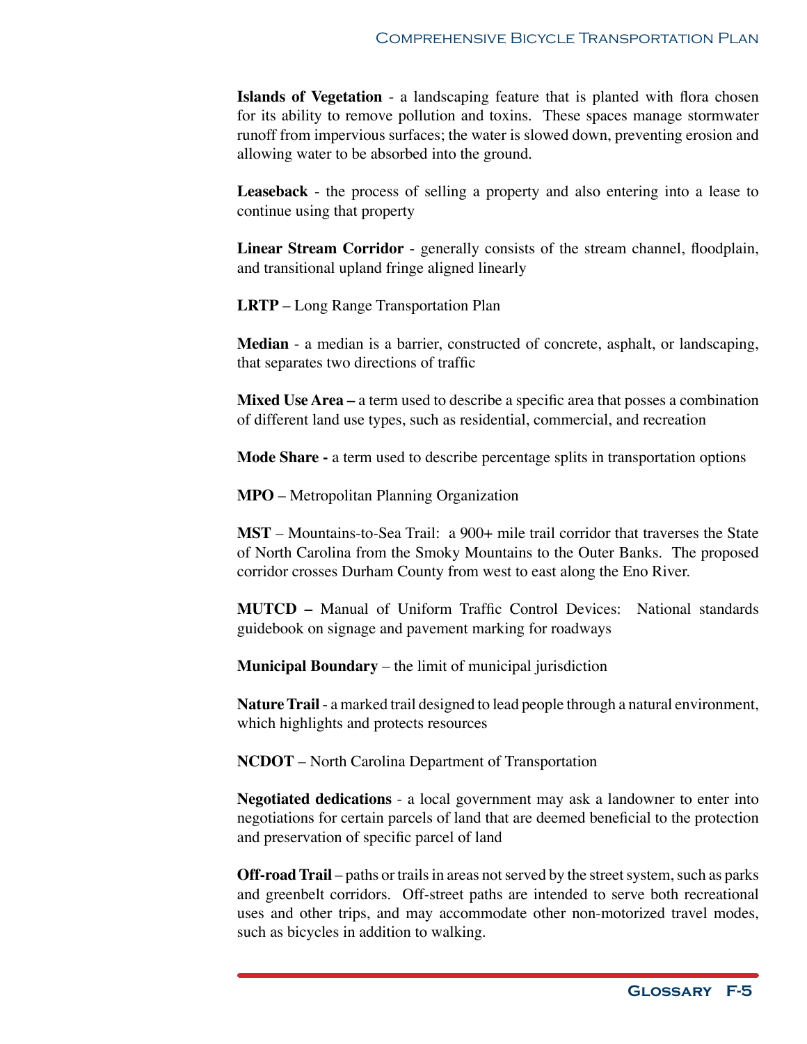**Islands of Vegetation** - a landscaping feature that is planted with flora chosen for its ability to remove pollution and toxins. These spaces manage stormwater runoff from impervious surfaces; the water is slowed down, preventing erosion and allowing water to be absorbed into the ground.

**Leaseback** - the process of selling a property and also entering into a lease to continue using that property

**Linear Stream Corridor** - generally consists of the stream channel, floodplain, and transitional upland fringe aligned linearly

**LRTP** – Long Range Transportation Plan

**Median** - a median is a barrier, constructed of concrete, asphalt, or landscaping, that separates two directions of traffic

**Mixed Use Area –** a term used to describe a specific area that posses a combination of different land use types, such as residential, commercial, and recreation

**Mode Share -** a term used to describe percentage splits in transportation options

**MPO** – Metropolitan Planning Organization

**MST** – Mountains-to-Sea Trail: a 900+ mile trail corridor that traverses the State of North Carolina from the Smoky Mountains to the Outer Banks. The proposed corridor crosses Durham County from west to east along the Eno River.

**MUTCD –** Manual of Uniform Traffic Control Devices: National standards guidebook on signage and pavement marking for roadways

**Municipal Boundary** – the limit of municipal jurisdiction

**Nature Trail** - a marked trail designed to lead people through a natural environment, which highlights and protects resources

**NCDOT** – North Carolina Department of Transportation

**Negotiated dedications** - a local government may ask a landowner to enter into negotiations for certain parcels of land that are deemed beneficial to the protection and preservation of specific parcel of land

**Off-road Trail** – paths or trails in areas not served by the street system, such as parks and greenbelt corridors. Off-street paths are intended to serve both recreational uses and other trips, and may accommodate other non-motorized travel modes, such as bicycles in addition to walking.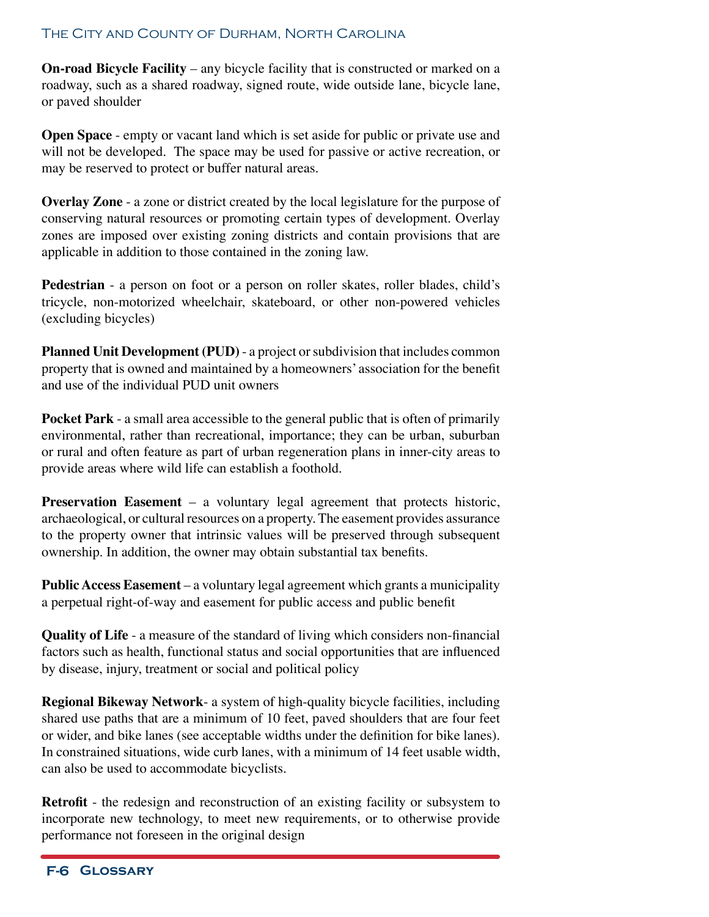**On-road Bicycle Facility** – any bicycle facility that is constructed or marked on a roadway, such as a shared roadway, signed route, wide outside lane, bicycle lane, or paved shoulder

**Open Space** - empty or vacant land which is set aside for public or private use and will not be developed. The space may be used for passive or active recreation, or may be reserved to protect or buffer natural areas.

**Overlay Zone** - a zone or district created by the local legislature for the purpose of conserving natural resources or promoting certain types of development. Overlay zones are imposed over existing zoning districts and contain provisions that are applicable in addition to those contained in the zoning law.

**Pedestrian** - a person on foot or a person on roller skates, roller blades, child's tricycle, non-motorized wheelchair, skateboard, or other non-powered vehicles (excluding bicycles)

**Planned Unit Development (PUD)** - a project or subdivision that includes common property that is owned and maintained by a homeowners' association for the benefit and use of the individual PUD unit owners

**Pocket Park** - a small area accessible to the general public that is often of primarily environmental, rather than recreational, importance; they can be urban, suburban or rural and often feature as part of urban regeneration plans in inner-city areas to provide areas where wild life can establish a foothold.

**Preservation Easement** – a voluntary legal agreement that protects historic, archaeological, or cultural resources on a property. The easement provides assurance to the property owner that intrinsic values will be preserved through subsequent ownership. In addition, the owner may obtain substantial tax benefits.

**Public Access Easement** – a voluntary legal agreement which grants a municipality a perpetual right-of-way and easement for public access and public benefit

**Quality of Life** - a measure of the standard of living which considers non-financial factors such as health, functional status and social opportunities that are influenced by disease, injury, treatment or social and political policy

**Regional Bikeway Network**- a system of high-quality bicycle facilities, including shared use paths that are a minimum of 10 feet, paved shoulders that are four feet or wider, and bike lanes (see acceptable widths under the definition for bike lanes). In constrained situations, wide curb lanes, with a minimum of 14 feet usable width, can also be used to accommodate bicyclists.

**Retrofit** - the redesign and reconstruction of an existing facility or subsystem to incorporate new technology, to meet new requirements, or to otherwise provide performance not foreseen in the original design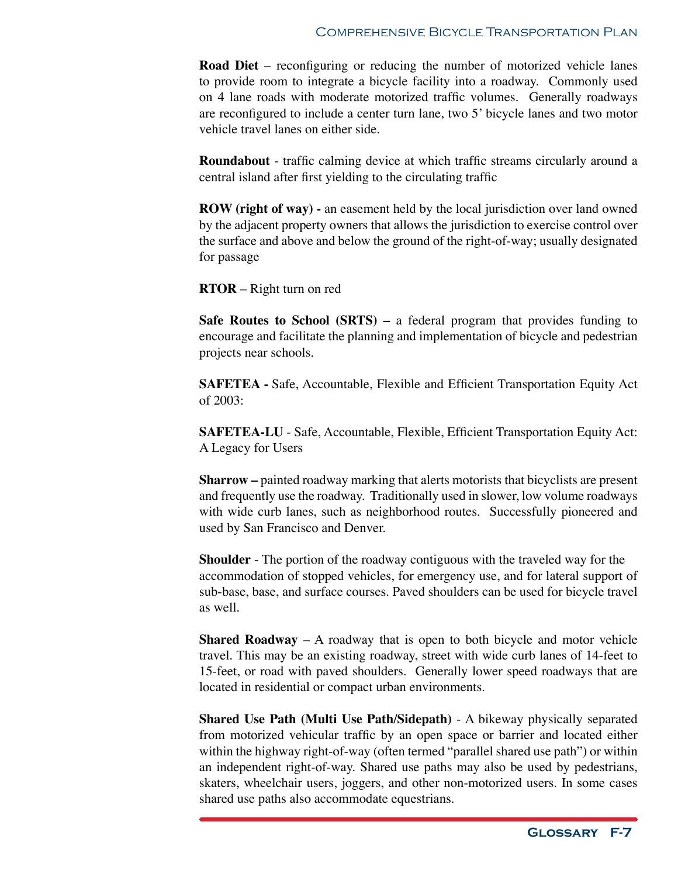**Road Diet** – reconfiguring or reducing the number of motorized vehicle lanes to provide room to integrate a bicycle facility into a roadway. Commonly used on 4 lane roads with moderate motorized traffic volumes. Generally roadways are reconfigured to include a center turn lane, two 5' bicycle lanes and two motor vehicle travel lanes on either side.

**Roundabout** - traffic calming device at which traffic streams circularly around a central island after first yielding to the circulating traffic

**ROW (right of way) -** an easement held by the local jurisdiction over land owned by the adjacent property owners that allows the jurisdiction to exercise control over the surface and above and below the ground of the right-of-way; usually designated for passage

**RTOR** – Right turn on red

**Safe Routes to School (SRTS) –** a federal program that provides funding to encourage and facilitate the planning and implementation of bicycle and pedestrian projects near schools.

**SAFETEA -** Safe, Accountable, Flexible and Efficient Transportation Equity Act of 2003:

**SAFETEA-LU** - Safe, Accountable, Flexible, Efficient Transportation Equity Act: A Legacy for Users

**Sharrow –** painted roadway marking that alerts motorists that bicyclists are present and frequently use the roadway. Traditionally used in slower, low volume roadways with wide curb lanes, such as neighborhood routes. Successfully pioneered and used by San Francisco and Denver.

**Shoulder** - The portion of the roadway contiguous with the traveled way for the accommodation of stopped vehicles, for emergency use, and for lateral support of sub-base, base, and surface courses. Paved shoulders can be used for bicycle travel as well.

**Shared Roadway** – A roadway that is open to both bicycle and motor vehicle travel. This may be an existing roadway, street with wide curb lanes of 14-feet to 15-feet, or road with paved shoulders. Generally lower speed roadways that are located in residential or compact urban environments.

**Shared Use Path (Multi Use Path/Sidepath)** - A bikeway physically separated from motorized vehicular traffic by an open space or barrier and located either within the highway right-of-way (often termed "parallel shared use path") or within an independent right-of-way. Shared use paths may also be used by pedestrians, skaters, wheelchair users, joggers, and other non-motorized users. In some cases shared use paths also accommodate equestrians.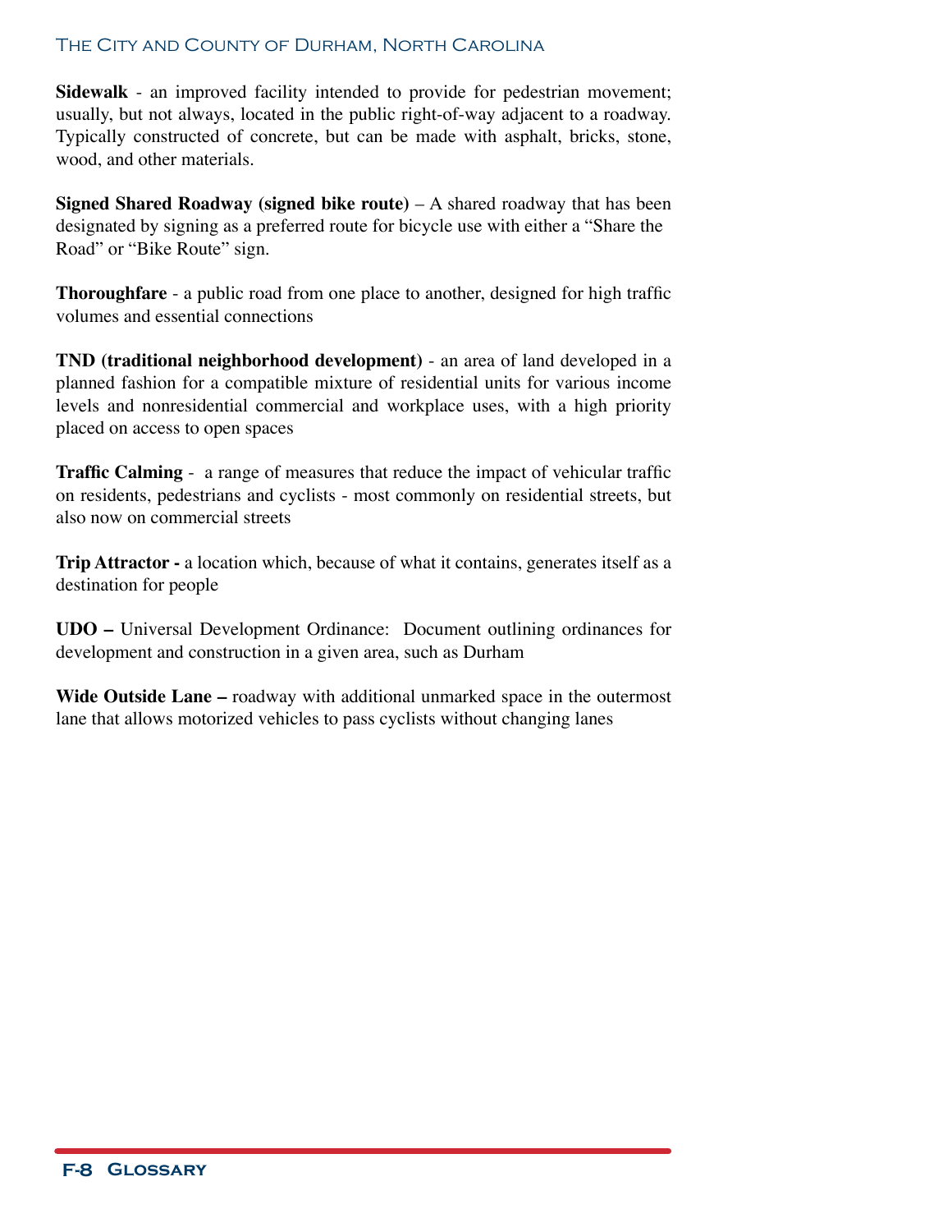**Sidewalk** - an improved facility intended to provide for pedestrian movement; usually, but not always, located in the public right-of-way adjacent to a roadway. Typically constructed of concrete, but can be made with asphalt, bricks, stone, wood, and other materials.

**Signed Shared Roadway (signed bike route)** – A shared roadway that has been designated by signing as a preferred route for bicycle use with either a "Share the Road" or "Bike Route" sign.

**Thoroughfare** - a public road from one place to another, designed for high traffic volumes and essential connections

**TND (traditional neighborhood development)** - an area of land developed in a planned fashion for a compatible mixture of residential units for various income levels and nonresidential commercial and workplace uses, with a high priority placed on access to open spaces

**Traffic Calming** - a range of measures that reduce the impact of vehicular traffic on residents, pedestrians and cyclists - most commonly on residential streets, but also now on commercial streets

**Trip Attractor -** a location which, because of what it contains, generates itself as a destination for people

**UDO –** Universal Development Ordinance: Document outlining ordinances for development and construction in a given area, such as Durham

**Wide Outside Lane –** roadway with additional unmarked space in the outermost lane that allows motorized vehicles to pass cyclists without changing lanes